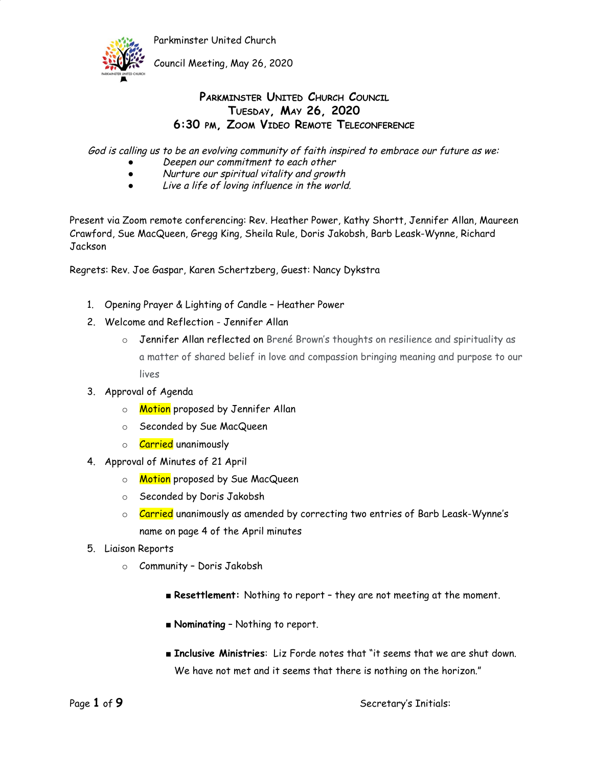Parkminster United Church

Council Meeting, May 26, 2020

# Parkminster United Church Council
## Tuesday, May 26, 2020
## 6:30 pm, Zoom Video Remote Teleconference

*God is calling us to be an evolving community of faith inspired to embrace our future as we:*

- *Deepen our commitment to each other*
- *Nurture our spiritual vitality and growth*
- *Live a life of loving influence in the world.*

Present via Zoom remote conferencing: Rev. Heather Power, Kathy Shortt, Jennifer Allan, Maureen Crawford, Sue MacQueen, Gregg King, Sheila Rule, Doris Jakobsh, Barb Leask-Wynne, Richard Jackson

Regrets: Rev. Joe Gaspar, Karen Schertzberg, Guest: Nancy Dykstra

1. Opening Prayer & Lighting of Candle – Heather Power
2. Welcome and Reflection - Jennifer Allan
    - Jennifer Allan reflected on Brené Brown's thoughts on resilience and spirituality as a matter of shared belief in love and compassion bringing meaning and purpose to our lives
3. Approval of Agenda
    - Motion proposed by Jennifer Allan
    - Seconded by Sue MacQueen
    - Carried unanimously
4. Approval of Minutes of 21 April
    - Motion proposed by Sue MacQueen
    - Seconded by Doris Jakobsh
    - Carried unanimously as amended by correcting two entries of Barb Leask-Wynne's name on page 4 of the April minutes
5. Liaison Reports
    - Community – Doris Jakobsh
        - **Resettlement:** Nothing to report – they are not meeting at the moment.
        - **Nominating** – Nothing to report.
        - **Inclusive Ministries**: Liz Forde notes that "it seems that we are shut down. We have not met and it seems that there is nothing on the horizon."

Secretary's Initials: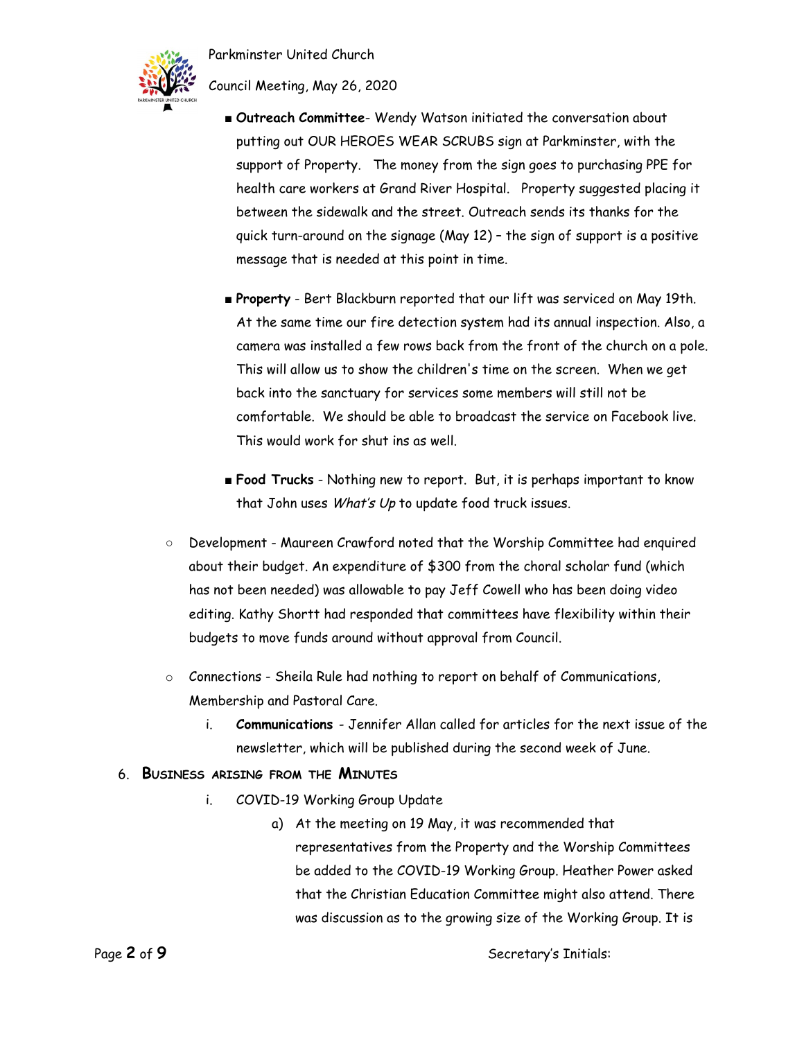- **Outreach Committee**- Wendy Watson initiated the conversation about putting out OUR HEROES WEAR SCRUBS sign at Parkminster, with the support of Property. The money from the sign goes to purchasing PPE for health care workers at Grand River Hospital. Property suggested placing it between the sidewalk and the street. Outreach sends its thanks for the quick turn-around on the signage (May 12) – the sign of support is a positive message that is needed at this point in time.

- **Property** - Bert Blackburn reported that our lift was serviced on May 19th. At the same time our fire detection system had its annual inspection. Also, a camera was installed a few rows back from the front of the church on a pole. This will allow us to show the children's time on the screen. When we get back into the sanctuary for services some members will still not be comfortable. We should be able to broadcast the service on Facebook live. This would work for shut ins as well.

- **Food Trucks** - Nothing new to report. But, it is perhaps important to know that John uses *What's Up* to update food truck issues.

- Development - Maureen Crawford noted that the Worship Committee had enquired about their budget. An expenditure of $300 from the choral scholar fund (which has not been needed) was allowable to pay Jeff Cowell who has been doing video editing. Kathy Shortt had responded that committees have flexibility within their budgets to move funds around without approval from Council.

- Connections - Sheila Rule had nothing to report on behalf of Communications, Membership and Pastoral Care.
    i. **Communications** - Jennifer Allan called for articles for the next issue of the newsletter, which will be published during the second week of June.

6. **Business arising from the Minutes**
    i. COVID-19 Working Group Update
        a) At the meeting on 19 May, it was recommended that representatives from the Property and the Worship Committees be added to the COVID-19 Working Group. Heather Power asked that the Christian Education Committee might also attend. There was discussion as to the growing size of the Working Group. It is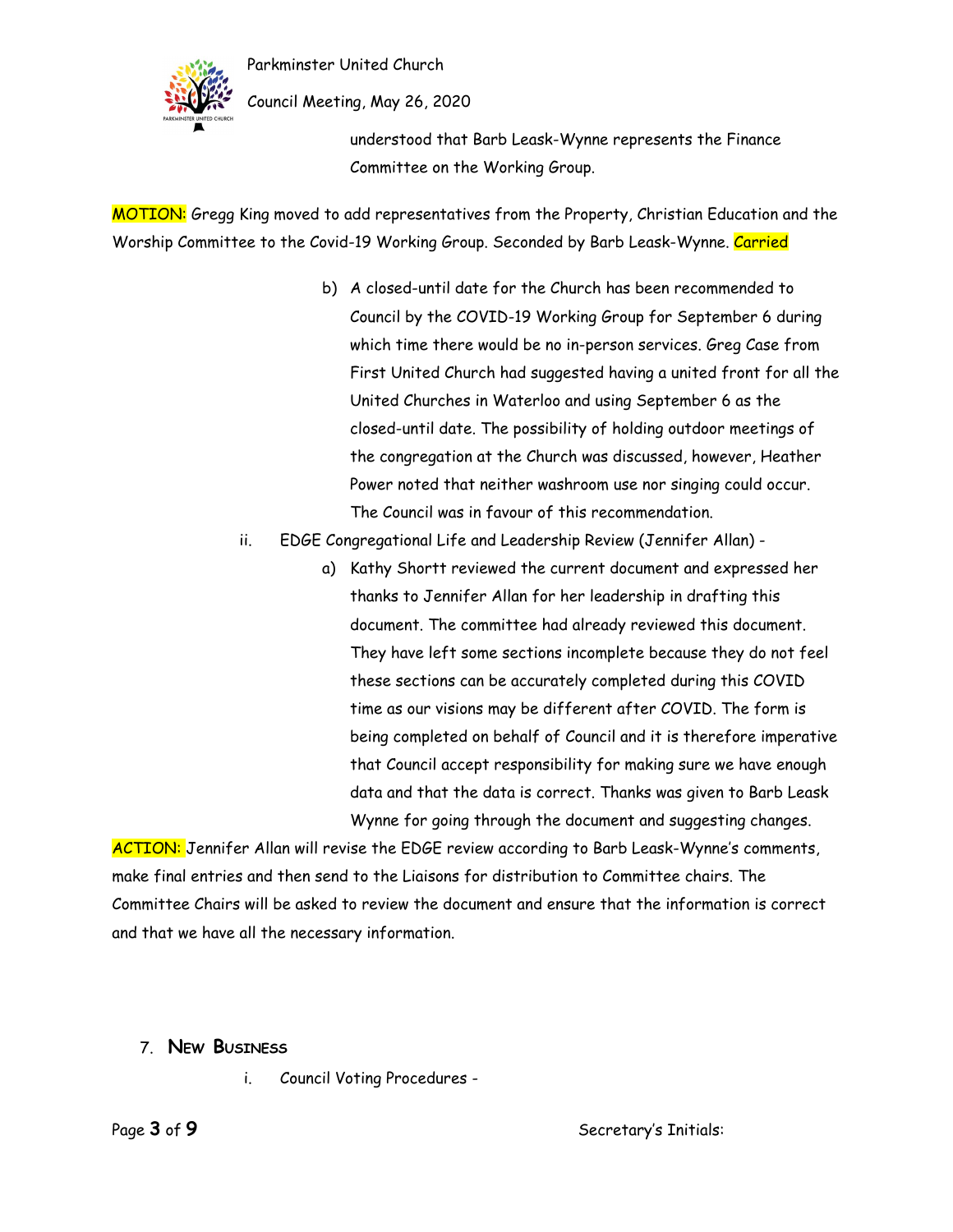understood that Barb Leask-Wynne represents the Finance Committee on the Working Group.

MOTION: Gregg King moved to add representatives from the Property, Christian Education and the Worship Committee to the Covid-19 Working Group. Seconded by Barb Leask-Wynne. Carried

b) A closed-until date for the Church has been recommended to Council by the COVID-19 Working Group for September 6 during which time there would be no in-person services. Greg Case from First United Church had suggested having a united front for all the United Churches in Waterloo and using September 6 as the closed-until date. The possibility of holding outdoor meetings of the congregation at the Church was discussed, however, Heather Power noted that neither washroom use nor singing could occur. The Council was in favour of this recommendation.

ii. EDGE Congregational Life and Leadership Review (Jennifer Allan) -

a) Kathy Shortt reviewed the current document and expressed her thanks to Jennifer Allan for her leadership in drafting this document. The committee had already reviewed this document. They have left some sections incomplete because they do not feel these sections can be accurately completed during this COVID time as our visions may be different after COVID. The form is being completed on behalf of Council and it is therefore imperative that Council accept responsibility for making sure we have enough data and that the data is correct. Thanks was given to Barb Leask Wynne for going through the document and suggesting changes.

ACTION: Jennifer Allan will revise the EDGE review according to Barb Leask-Wynne's comments, make final entries and then send to the Liaisons for distribution to Committee chairs. The Committee Chairs will be asked to review the document and ensure that the information is correct and that we have all the necessary information.

## 7. New Business

i. Council Voting Procedures -

Secretary's Initials: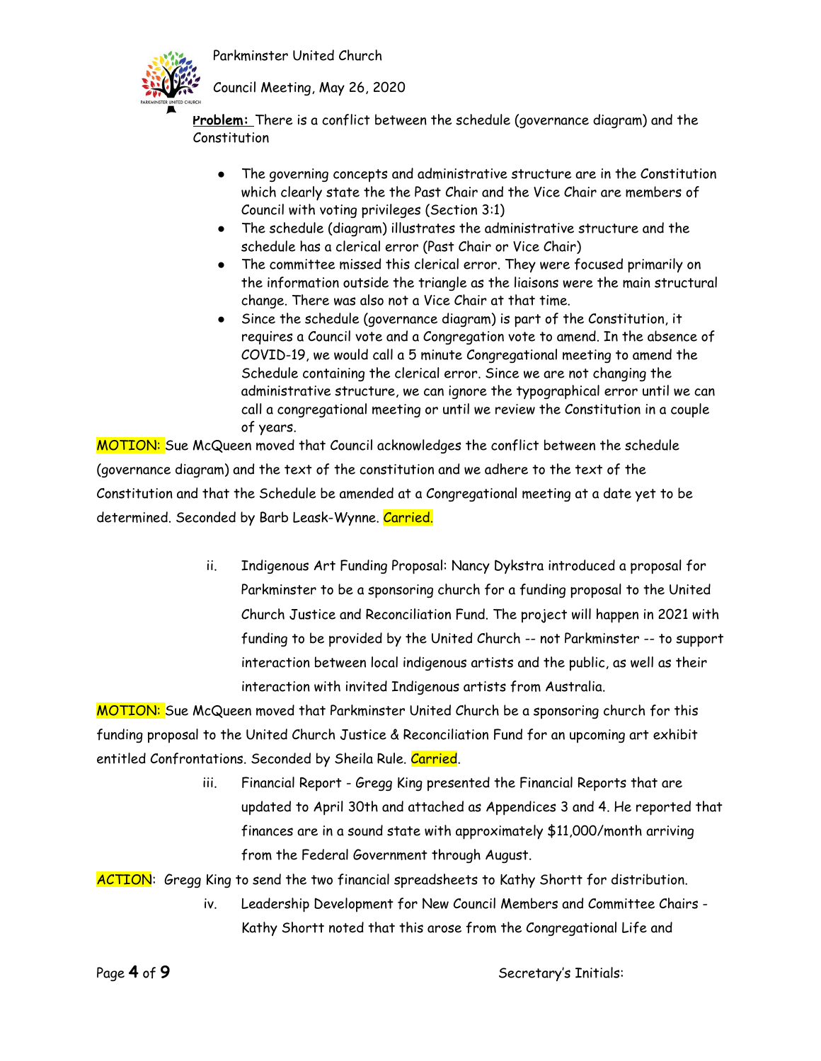**Problem:** There is a conflict between the schedule (governance diagram) and the Constitution

- The governing concepts and administrative structure are in the Constitution which clearly state the the Past Chair and the Vice Chair are members of Council with voting privileges (Section 3:1)
- The schedule (diagram) illustrates the administrative structure and the schedule has a clerical error (Past Chair or Vice Chair)
- The committee missed this clerical error. They were focused primarily on the information outside the triangle as the liaisons were the main structural change. There was also not a Vice Chair at that time.
- Since the schedule (governance diagram) is part of the Constitution, it requires a Council vote and a Congregation vote to amend. In the absence of COVID-19, we would call a 5 minute Congregational meeting to amend the Schedule containing the clerical error. Since we are not changing the administrative structure, we can ignore the typographical error until we can call a congregational meeting or until we review the Constitution in a couple of years.

MOTION: Sue McQueen moved that Council acknowledges the conflict between the schedule (governance diagram) and the text of the constitution and we adhere to the text of the Constitution and that the Schedule be amended at a Congregational meeting at a date yet to be determined. Seconded by Barb Leask-Wynne. Carried.

ii. Indigenous Art Funding Proposal: Nancy Dykstra introduced a proposal for Parkminster to be a sponsoring church for a funding proposal to the United Church Justice and Reconciliation Fund. The project will happen in 2021 with funding to be provided by the United Church -- not Parkminster -- to support interaction between local indigenous artists and the public, as well as their interaction with invited Indigenous artists from Australia.

MOTION: Sue McQueen moved that Parkminster United Church be a sponsoring church for this funding proposal to the United Church Justice & Reconciliation Fund for an upcoming art exhibit entitled Confrontations. Seconded by Sheila Rule. Carried.

iii. Financial Report - Gregg King presented the Financial Reports that are updated to April 30th and attached as Appendices 3 and 4. He reported that finances are in a sound state with approximately $11,000/month arriving from the Federal Government through August.

ACTION: Gregg King to send the two financial spreadsheets to Kathy Shortt for distribution.

iv. Leadership Development for New Council Members and Committee Chairs - Kathy Shortt noted that this arose from the Congregational Life and

Secretary's Initials: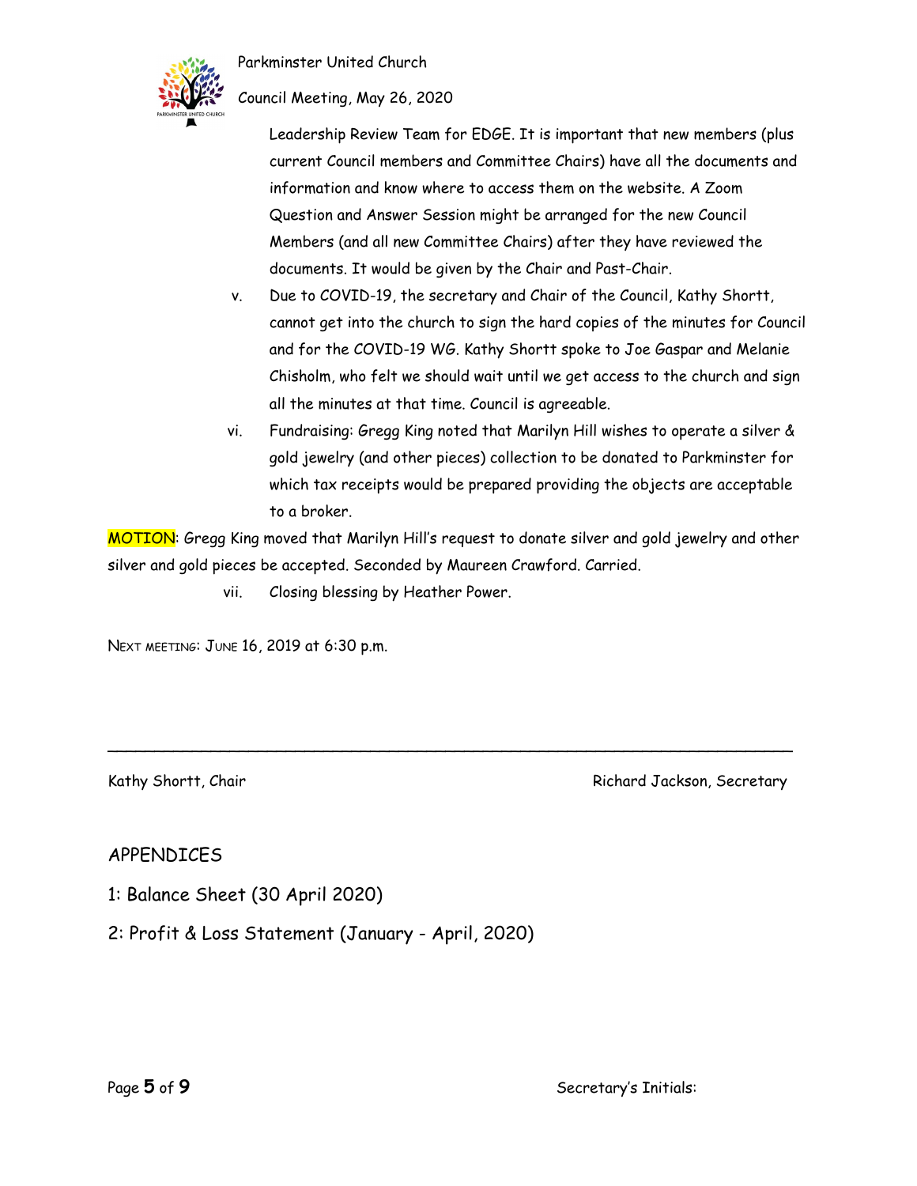Leadership Review Team for EDGE. It is important that new members (plus current Council members and Committee Chairs) have all the documents and information and know where to access them on the website. A Zoom Question and Answer Session might be arranged for the new Council Members (and all new Committee Chairs) after they have reviewed the documents. It would be given by the Chair and Past-Chair.

v. Due to COVID-19, the secretary and Chair of the Council, Kathy Shortt, cannot get into the church to sign the hard copies of the minutes for Council and for the COVID-19 WG. Kathy Shortt spoke to Joe Gaspar and Melanie Chisholm, who felt we should wait until we get access to the church and sign all the minutes at that time. Council is agreeable.

vi. Fundraising: Gregg King noted that Marilyn Hill wishes to operate a silver & gold jewelry (and other pieces) collection to be donated to Parkminster for which tax receipts would be prepared providing the objects are acceptable to a broker.

MOTION: Gregg King moved that Marilyn Hill's request to donate silver and gold jewelry and other silver and gold pieces be accepted. Seconded by Maureen Crawford. Carried.

vii. Closing blessing by Heather Power.

NEXT MEETING: JUNE 16, 2019 at 6:30 p.m.

---

Kathy Shortt, Chair | Richard Jackson, Secretary

APPENDICES

1: Balance Sheet (30 April 2020)

2: Profit & Loss Statement (January - April, 2020)

Secretary's Initials: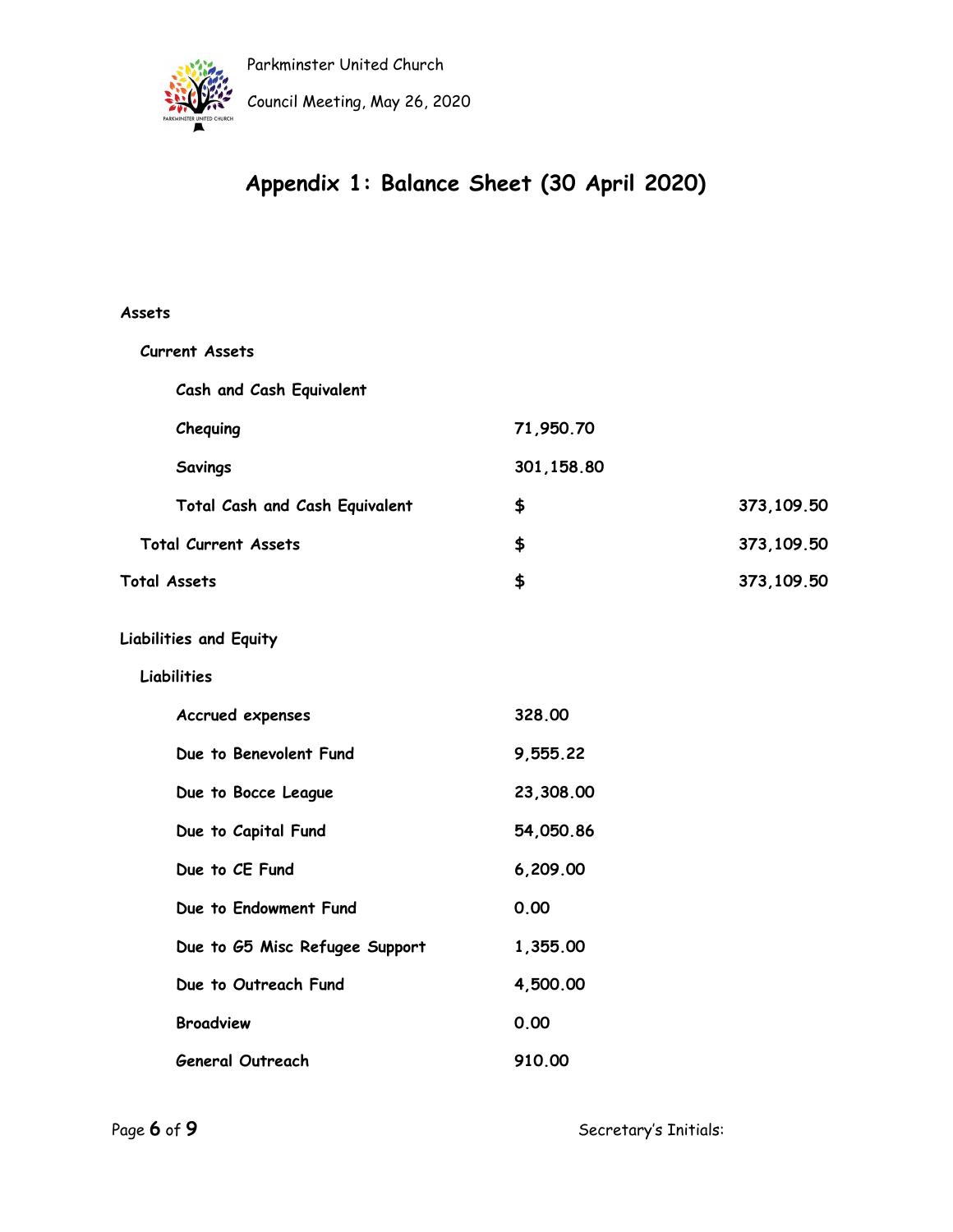# Appendix 1: Balance Sheet (30 April 2020)

| | | |
|---|---|---|
| **Assets** | | |
| **Current Assets** | | |
| **Cash and Cash Equivalent** | | |
| **Chequing** | **71,950.70** | |
| **Savings** | **301,158.80** | |
| **Total Cash and Cash Equivalent** | **$** | **373,109.50** |
| **Total Current Assets** | **$** | **373,109.50** |
| **Total Assets** | **$** | **373,109.50** |
| **Liabilities and Equity** | | |
| **Liabilities** | | |
| **Accrued expenses** | **328.00** | |
| **Due to Benevolent Fund** | **9,555.22** | |
| **Due to Bocce League** | **23,308.00** | |
| **Due to Capital Fund** | **54,050.86** | |
| **Due to CE Fund** | **6,209.00** | |
| **Due to Endowment Fund** | **0.00** | |
| **Due to G5 Misc Refugee Support** | **1,355.00** | |
| **Due to Outreach Fund** | **4,500.00** | |
| **Broadview** | **0.00** | |
| **General Outreach** | **910.00** | |

Secretary's Initials: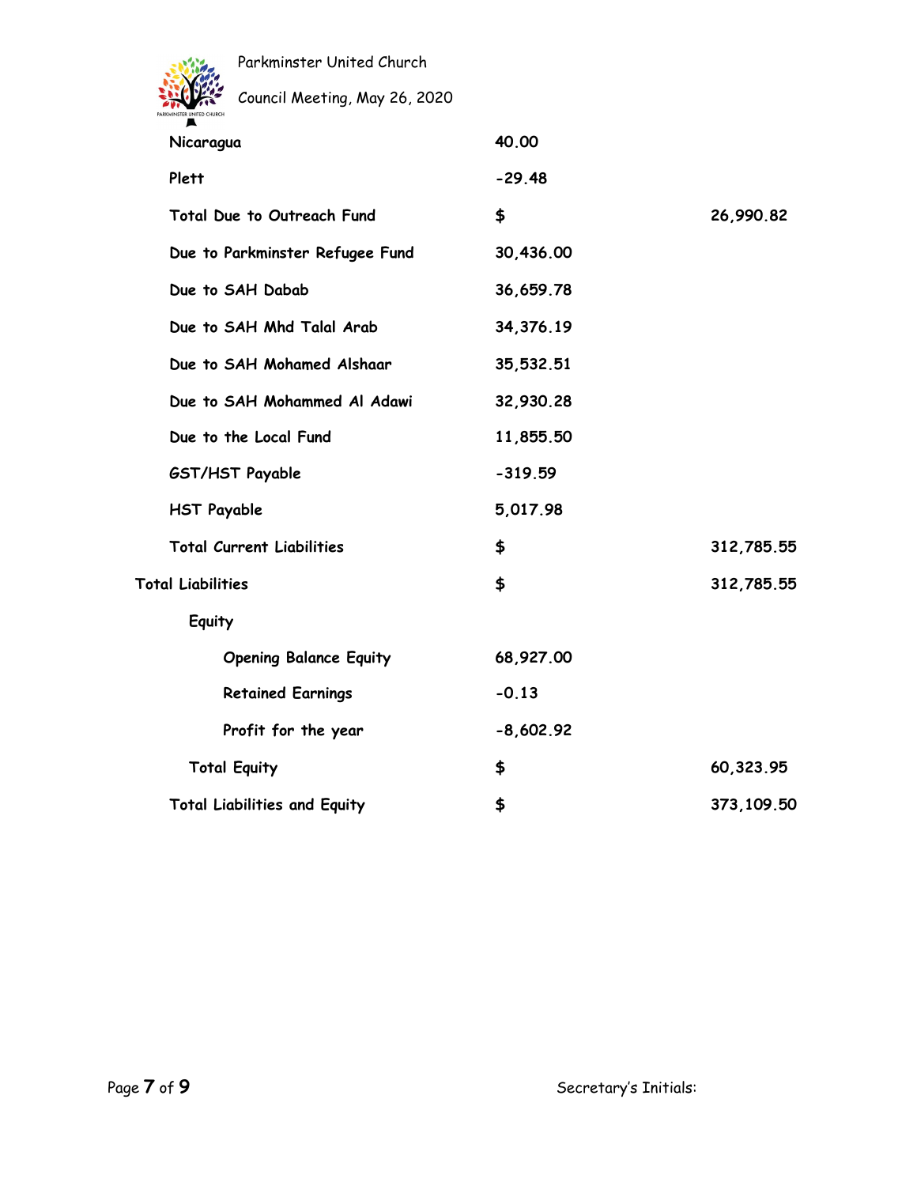| | | |
|---|---|---|
| Nicaragua | 40.00 | |
| Plett | -29.48 | |
| Total Due to Outreach Fund | $ | 26,990.82 |
| Due to Parkminster Refugee Fund | 30,436.00 | |
| Due to SAH Dabab | 36,659.78 | |
| Due to SAH Mhd Talal Arab | 34,376.19 | |
| Due to SAH Mohamed Alshaar | 35,532.51 | |
| Due to SAH Mohammed Al Adawi | 32,930.28 | |
| Due to the Local Fund | 11,855.50 | |
| GST/HST Payable | -319.59 | |
| HST Payable | 5,017.98 | |
| Total Current Liabilities | $ | 312,785.55 |
| Total Liabilities | $ | 312,785.55 |
| Equity | | |
| Opening Balance Equity | 68,927.00 | |
| Retained Earnings | -0.13 | |
| Profit for the year | -8,602.92 | |
| Total Equity | $ | 60,323.95 |
| Total Liabilities and Equity | $ | 373,109.50 |

Secretary's Initials: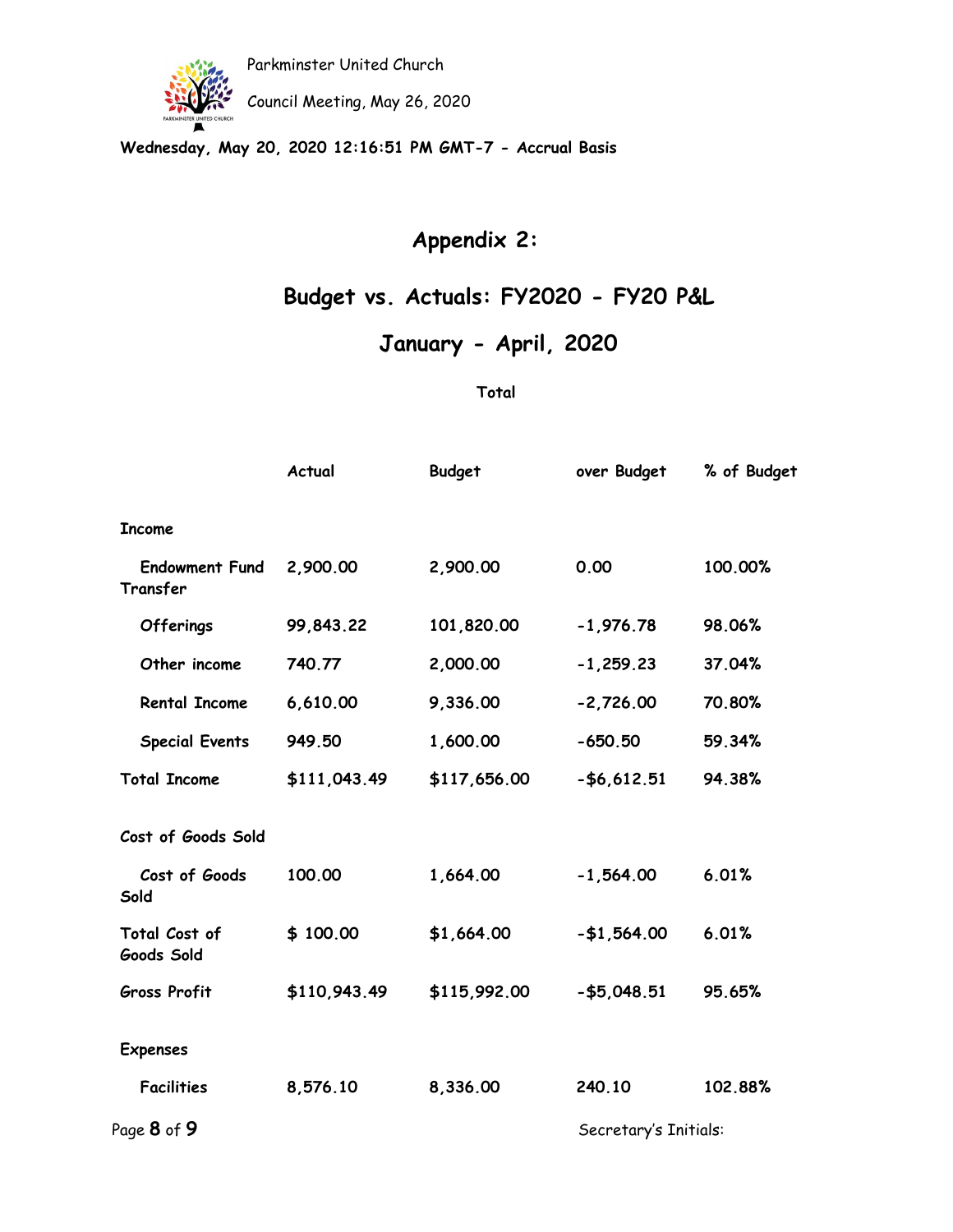Wednesday, May 20, 2020 12:16:51 PM GMT-7 - Accrual Basis

## Appendix 2:

## Budget vs. Actuals: FY2020 - FY20 P&L

## January - April, 2020

| | Total | | | |
|---|---|---|---|---|
| | Actual | Budget | over Budget | % of Budget |
| **Income** | | | | |
| Endowment Fund Transfer | 2,900.00 | 2,900.00 | 0.00 | 100.00% |
| Offerings | 99,843.22 | 101,820.00 | -1,976.78 | 98.06% |
| Other income | 740.77 | 2,000.00 | -1,259.23 | 37.04% |
| Rental Income | 6,610.00 | 9,336.00 | -2,726.00 | 70.80% |
| Special Events | 949.50 | 1,600.00 | -650.50 | 59.34% |
| **Total Income** | **$111,043.49** | **$117,656.00** | **-$6,612.51** | **94.38%** |
| **Cost of Goods Sold** | | | | |
| Cost of Goods Sold | 100.00 | 1,664.00 | -1,564.00 | 6.01% |
| **Total Cost of Goods Sold** | **$ 100.00** | **$1,664.00** | **-$1,564.00** | **6.01%** |
| **Gross Profit** | **$110,943.49** | **$115,992.00** | **-$5,048.51** | **95.65%** |
| **Expenses** | | | | |
| Facilities | 8,576.10 | 8,336.00 | 240.10 | 102.88% |

Secretary's Initials: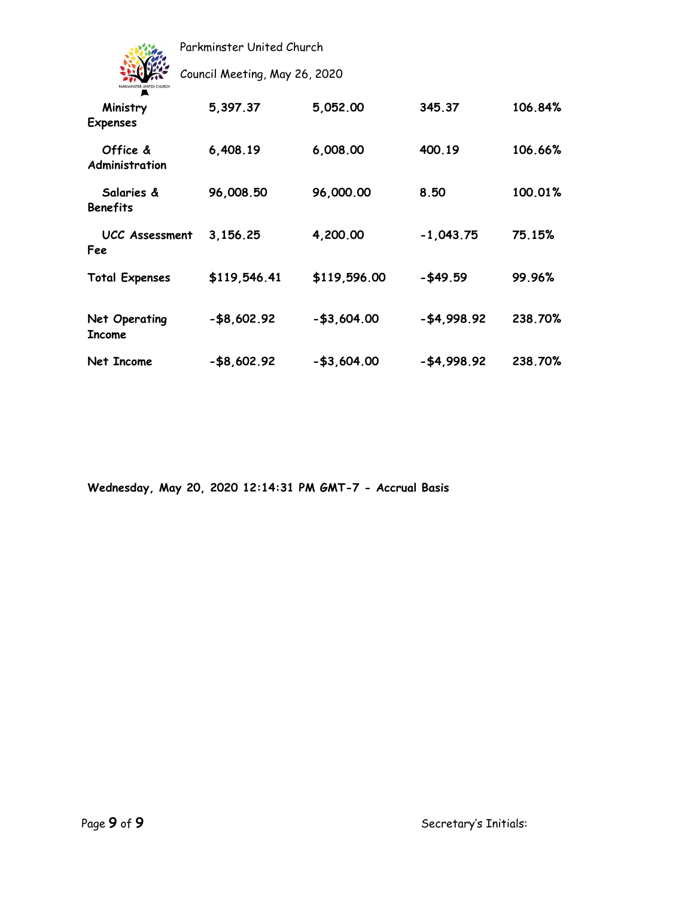| | | | | |
|---|---|---|---|---|
| Ministry Expenses | 5,397.37 | 5,052.00 | 345.37 | 106.84% |
| Office & Administration | 6,408.19 | 6,008.00 | 400.19 | 106.66% |
| Salaries & Benefits | 96,008.50 | 96,000.00 | 8.50 | 100.01% |
| UCC Assessment Fee | 3,156.25 | 4,200.00 | -1,043.75 | 75.15% |
| **Total Expenses** | **$119,546.41** | **$119,596.00** | **-$49.59** | **99.96%** |
| **Net Operating Income** | **-$8,602.92** | **-$3,604.00** | **-$4,998.92** | **238.70%** |
| **Net Income** | **-$8,602.92** | **-$3,604.00** | **-$4,998.92** | **238.70%** |

**Wednesday, May 20, 2020 12:14:31 PM GMT-7 - Accrual Basis**

Secretary's Initials: